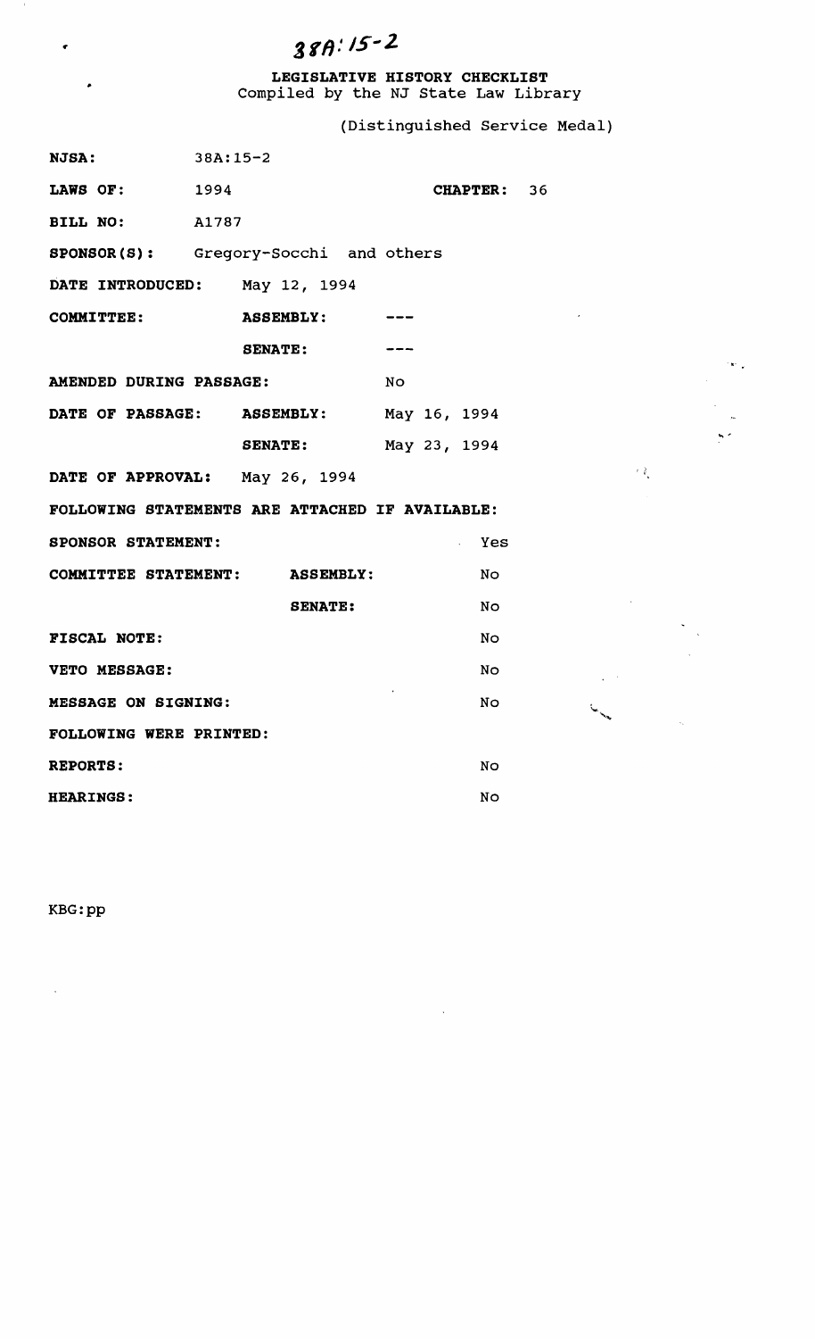38A:15-2

**LEGISLATIVE HISTORY CHECKLIST**
Compiled by the NJ State Law Library

(Distinguished Service Medal)

**NJSA:** 38A:15-2

**LAWS OF:** 1994 **CHAPTER:** 36

**BILL NO:** A1787

**SPONSOR(S):** Gregory-Socchi and others

**DATE INTRODUCED:** May 12, 1994

**COMMITTEE:** **ASSEMBLY:** ---

**SENATE:** ---

**AMENDED DURING PASSAGE:** No

**DATE OF PASSAGE:** **ASSEMBLY:** May 16, 1994

**SENATE:** May 23, 1994

**DATE OF APPROVAL:** May 26, 1994

**FOLLOWING STATEMENTS ARE ATTACHED IF AVAILABLE:**

**SPONSOR STATEMENT:** Yes

**COMMITTEE STATEMENT:** **ASSEMBLY:** No

**SENATE:** No

**FISCAL NOTE:** No

**VETO MESSAGE:** No

**MESSAGE ON SIGNING:** No

**FOLLOWING WERE PRINTED:**

**REPORTS:** No

**HEARINGS:** No

KBG:pp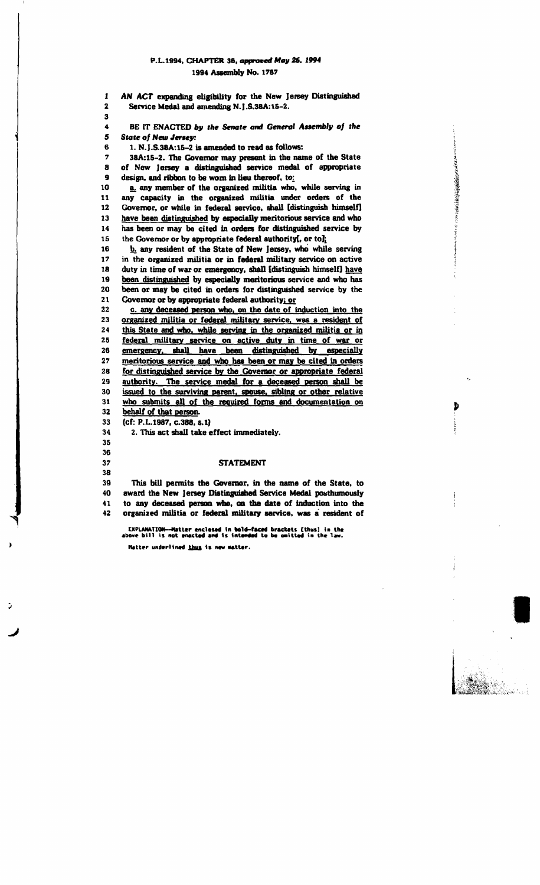P.L.1994, CHAPTER 38, *approved May 26, 1994*

1994 Assembly No. 1787

AN ACT expanding eligibility for the New Jersey Distinguished Service Medal and amending N.J.S.38A:15-2.

BE IT ENACTED *by the Senate and General Assembly of the State of New Jersey:*

1. N.J.S.38A:15-2 is amended to read as follows:

38A:15-2. The Governor may present in the name of the State of New Jersey a distinguished service medal of appropriate design, and ribbon to be worn in lieu thereof, to:

a. any member of the organized militia who, while serving in any capacity in the organized militia under orders of the Governor, or while in federal service, shall **[**distinguish himself**]** have been distinguished by especially meritorious service and who has been or may be cited in orders for distinguished service by the Governor or by appropriate federal authority**[**, or to**]**;

b. any resident of the State of New Jersey, who while serving in the organized militia or in federal military service on active duty in time of war or emergency, shall **[**distinguish himself**]** have been distinguished by especially meritorious service and who has been or may be cited in orders for distinguished service by the Governor or by appropriate federal authority; or

c. any deceased person who, on the date of induction into the organized militia or federal military service, was a resident of this State and who, while serving in the organized militia or in federal military service on active duty in time of war or emergency, shall have been distinguished by especially meritorious service and who has been or may be cited in orders for distinguished service by the Governor or appropriate federal authority. The service medal for a deceased person shall be issued to the surviving parent, spouse, sibling or other relative who submits all of the required forms and documentation on behalf of that person.

(cf: P.L.1987, c.388, s.1)

2. This act shall take effect immediately.

## STATEMENT

This bill permits the Governor, in the name of the State, to award the New Jersey Distinguished Service Medal posthumously to any deceased person who, on the date of induction into the organized militia or federal military service, was a resident of

EXPLANATION—Matter enclosed in bold-faced brackets [thus] in the above bill is not enacted and is intended to be omitted in the law.

Matter underlined thus is new matter.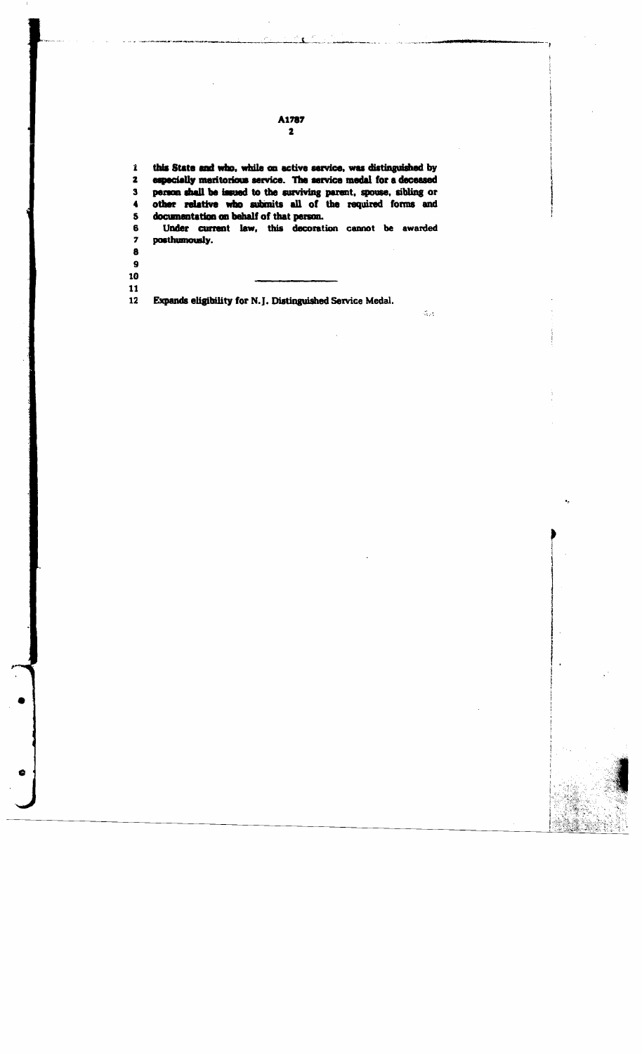this State and who, while on active service, was distinguished by especially meritorious service. The service medal for a deceased person shall be issued to the surviving parent, spouse, sibling or other relative who submits all of the required forms and documentation on behalf of that person.

Under current law, this decoration cannot be awarded posthumously.

---

Expands eligibility for N.J. Distinguished Service Medal.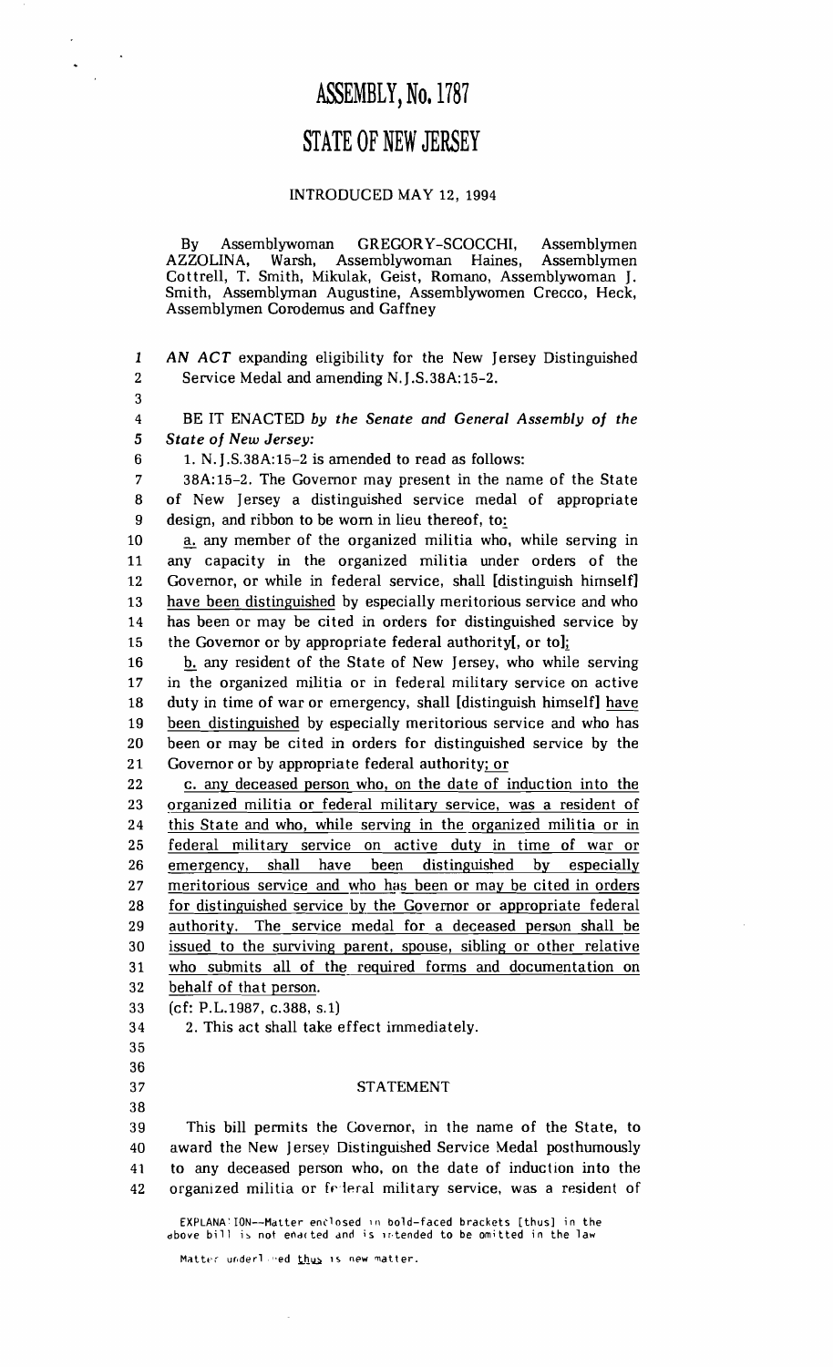# ASSEMBLY, No. 1787

# STATE OF NEW JERSEY

INTRODUCED MAY 12, 1994

By Assemblywoman GREGORY-SCOCCHI, Assemblymen AZZOLINA, Warsh, Assemblywoman Haines, Assemblymen Cottrell, T. Smith, Mikulak, Geist, Romano, Assemblywoman J. Smith, Assemblyman Augustine, Assemblywomen Crecco, Heck, Assemblymen Corodemus and Gaffney

1 *AN ACT* expanding eligibility for the New Jersey Distinguished
2 Service Medal and amending N.J.S.38A:15-2.
3
4 BE IT ENACTED *by the Senate and General Assembly of the*
5 *State of New Jersey:*
6 1. N.J.S.38A:15-2 is amended to read as follows:
7 38A:15-2. The Governor may present in the name of the State
8 of New Jersey a distinguished service medal of appropriate
9 design, and ribbon to be worn in lieu thereof, to<u>:</u>
10 <u>a.</u> any member of the organized militia who, while serving in
11 any capacity in the organized militia under orders of the
12 Governor, or while in federal service, shall **[**distinguish himself**]**
13 <u>have been distinguished</u> by especially meritorious service and who
14 has been or may be cited in orders for distinguished service by
15 the Governor or by appropriate federal authority**[**, or to**]**<u>;</u>
16 <u>b.</u> any resident of the State of New Jersey, who while serving
17 in the organized militia or in federal military service on active
18 duty in time of war or emergency, shall **[**distinguish himself**]** <u>have</u>
19 <u>been distinguished</u> by especially meritorious service and who has
20 been or may be cited in orders for distinguished service by the
21 Governor or by appropriate federal authority<u>; or</u>
22 <u>c. any deceased person who, on the date of induction into the</u>
23 <u>organized militia or federal military service, was a resident of</u>
24 <u>this State and who, while serving in the organized militia or in</u>
25 <u>federal military service on active duty in time of war or</u>
26 <u>emergency, shall have been distinguished by especially</u>
27 <u>meritorious service and who has been or may be cited in orders</u>
28 <u>for distinguished service by the Governor or appropriate federal</u>
29 <u>authority. The service medal for a deceased person shall be</u>
30 <u>issued to the surviving parent, spouse, sibling or other relative</u>
31 <u>who submits all of the required forms and documentation on</u>
32 <u>behalf of that person</u>.
33 (cf: P.L.1987, c.388, s.1)
34 2. This act shall take effect immediately.
35
36
37 STATEMENT
38
39 This bill permits the Governor, in the name of the State, to
40 award the New Jersey Distinguished Service Medal posthumously
41 to any deceased person who, on the date of induction into the
42 organized militia or federal military service, was a resident of

EXPLANATION--Matter enclosed in bold-faced brackets **[**thus**]** in the above bill is not enacted and is intended to be omitted in the law.

Matter underlined <u>thus</u> is new matter.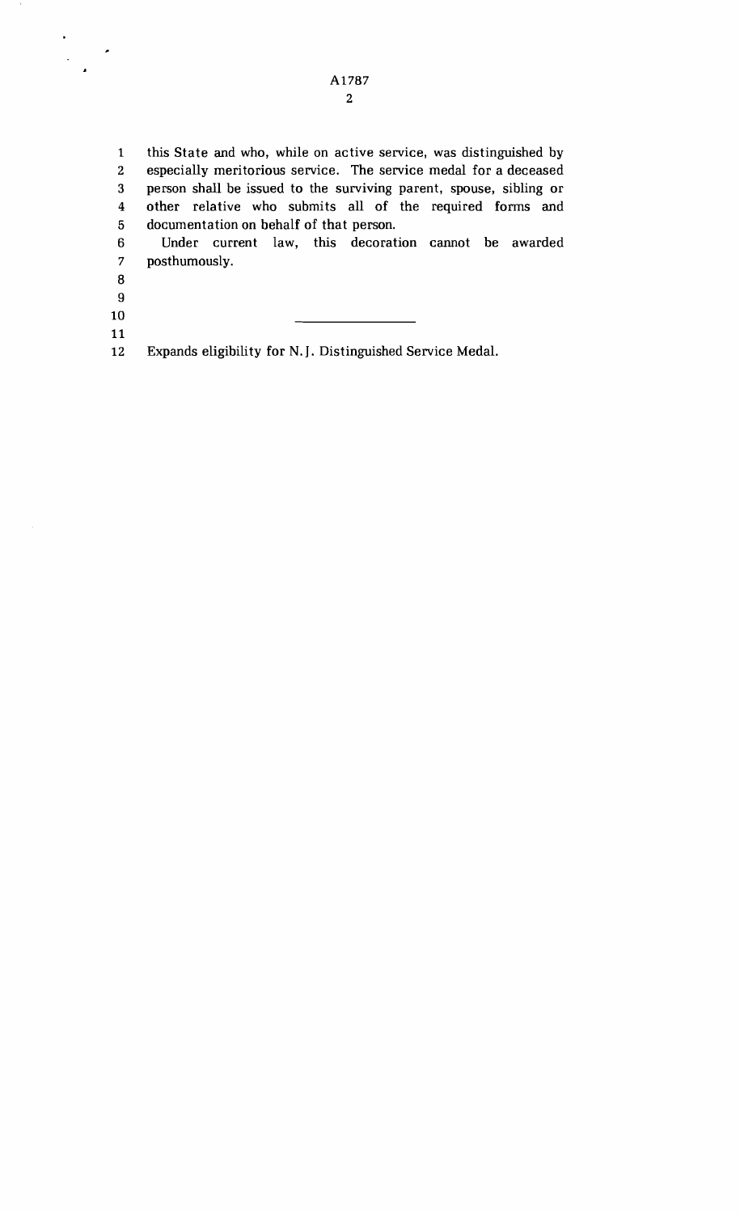this State and who, while on active service, was distinguished by especially meritorious service. The service medal for a deceased person shall be issued to the surviving parent, spouse, sibling or other relative who submits all of the required forms and documentation on behalf of that person.

Under current law, this decoration cannot be awarded posthumously.

---

Expands eligibility for N.J. Distinguished Service Medal.